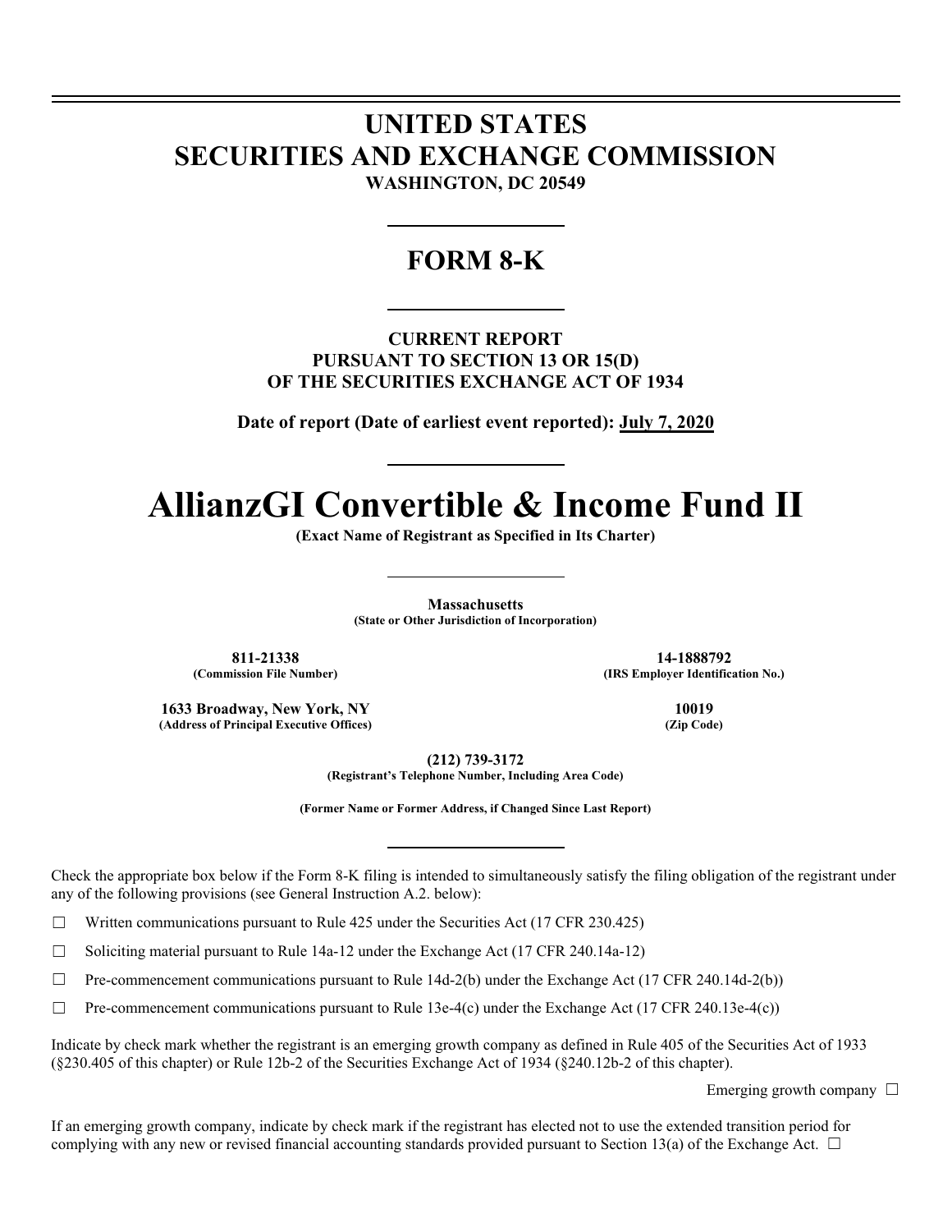# UNITED STATES
# SECURITIES AND EXCHANGE COMMISSION

**WASHINGTON, DC 20549**

## FORM 8-K

**CURRENT REPORT**
**PURSUANT TO SECTION 13 OR 15(D)**
**OF THE SECURITIES EXCHANGE ACT OF 1934**

**Date of report (Date of earliest event reported): July 7, 2020**

# AllianzGI Convertible & Income Fund II

**(Exact Name of Registrant as Specified in Its Charter)**

**Massachusetts**
**(State or Other Jurisdiction of Incorporation)**

| **811-21338** | **14-1888792** |
|---|---|
| **(Commission File Number)** | **(IRS Employer Identification No.)** |
| **1633 Broadway, New York, NY** | **10019** |
| **(Address of Principal Executive Offices)** | **(Zip Code)** |

**(212) 739-3172**
**(Registrant's Telephone Number, Including Area Code)**

**(Former Name or Former Address, if Changed Since Last Report)**

Check the appropriate box below if the Form 8-K filing is intended to simultaneously satisfy the filing obligation of the registrant under any of the following provisions (see General Instruction A.2. below):

☐ Written communications pursuant to Rule 425 under the Securities Act (17 CFR 230.425)

☐ Soliciting material pursuant to Rule 14a-12 under the Exchange Act (17 CFR 240.14a-12)

☐ Pre-commencement communications pursuant to Rule 14d-2(b) under the Exchange Act (17 CFR 240.14d-2(b))

☐ Pre-commencement communications pursuant to Rule 13e-4(c) under the Exchange Act (17 CFR 240.13e-4(c))

Indicate by check mark whether the registrant is an emerging growth company as defined in Rule 405 of the Securities Act of 1933 (§230.405 of this chapter) or Rule 12b-2 of the Securities Exchange Act of 1934 (§240.12b-2 of this chapter).

Emerging growth company ☐

If an emerging growth company, indicate by check mark if the registrant has elected not to use the extended transition period for complying with any new or revised financial accounting standards provided pursuant to Section 13(a) of the Exchange Act. ☐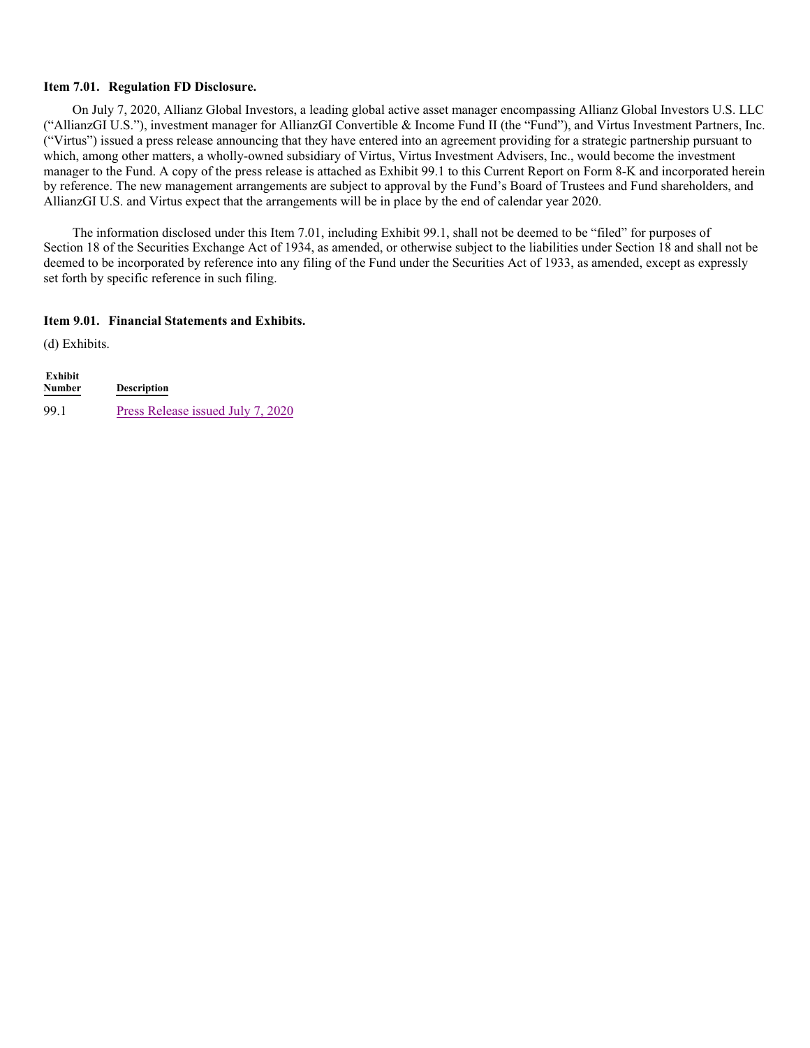**Item 7.01. Regulation FD Disclosure.**

On July 7, 2020, Allianz Global Investors, a leading global active asset manager encompassing Allianz Global Investors U.S. LLC ("AllianzGI U.S."), investment manager for AllianzGI Convertible & Income Fund II (the "Fund"), and Virtus Investment Partners, Inc. ("Virtus") issued a press release announcing that they have entered into an agreement providing for a strategic partnership pursuant to which, among other matters, a wholly-owned subsidiary of Virtus, Virtus Investment Advisers, Inc., would become the investment manager to the Fund. A copy of the press release is attached as Exhibit 99.1 to this Current Report on Form 8-K and incorporated herein by reference. The new management arrangements are subject to approval by the Fund's Board of Trustees and Fund shareholders, and AllianzGI U.S. and Virtus expect that the arrangements will be in place by the end of calendar year 2020.

The information disclosed under this Item 7.01, including Exhibit 99.1, shall not be deemed to be "filed" for purposes of Section 18 of the Securities Exchange Act of 1934, as amended, or otherwise subject to the liabilities under Section 18 and shall not be deemed to be incorporated by reference into any filing of the Fund under the Securities Act of 1933, as amended, except as expressly set forth by specific reference in such filing.

**Item 9.01. Financial Statements and Exhibits.**

(d) Exhibits.

| Exhibit Number | Description |
|---|---|
| 99.1 | Press Release issued July 7, 2020 |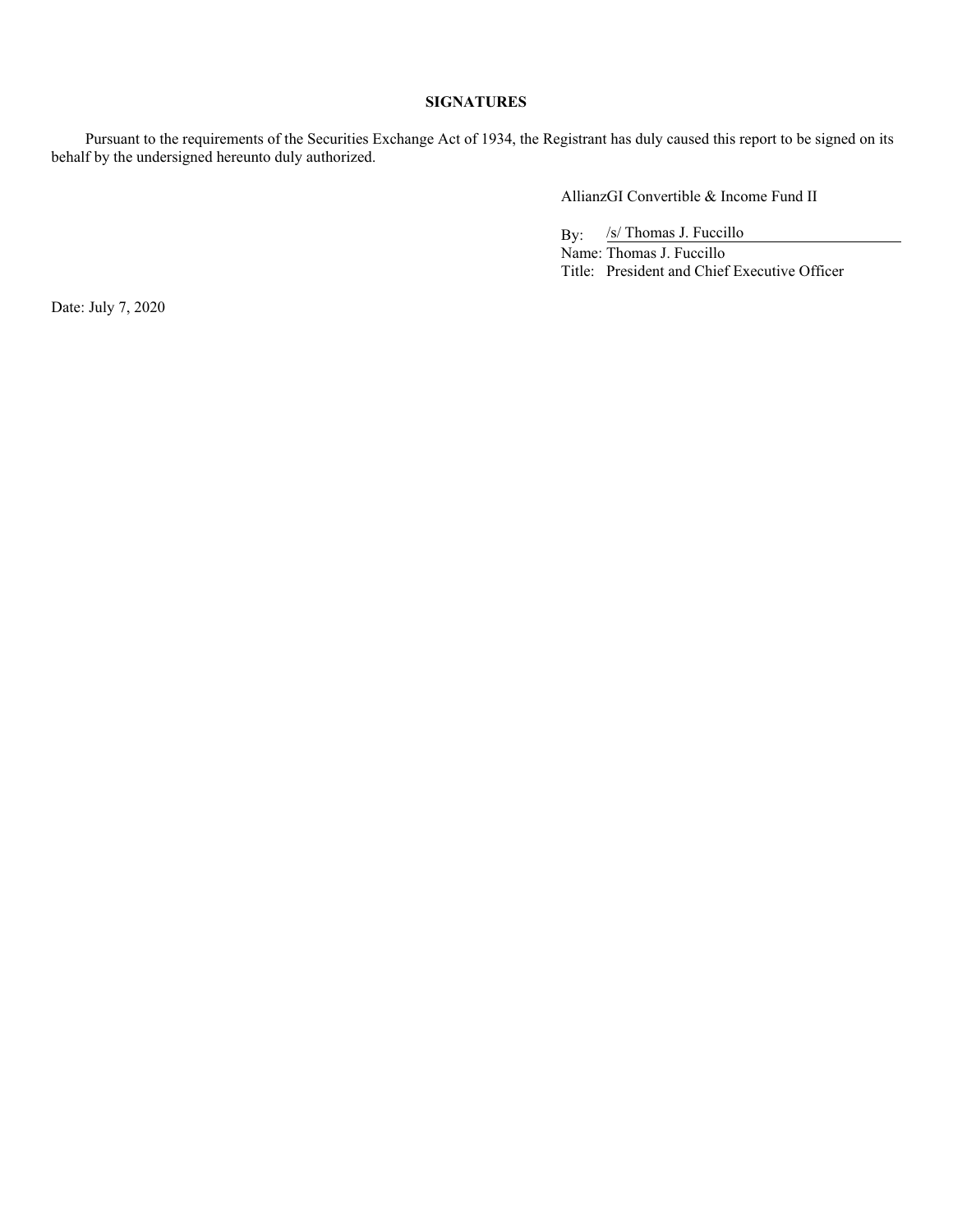**SIGNATURES**

Pursuant to the requirements of the Securities Exchange Act of 1934, the Registrant has duly caused this report to be signed on its behalf by the undersigned hereunto duly authorized.

AllianzGI Convertible & Income Fund II

By: /s/ Thomas J. Fuccillo
Name: Thomas J. Fuccillo
Title: President and Chief Executive Officer

Date: July 7, 2020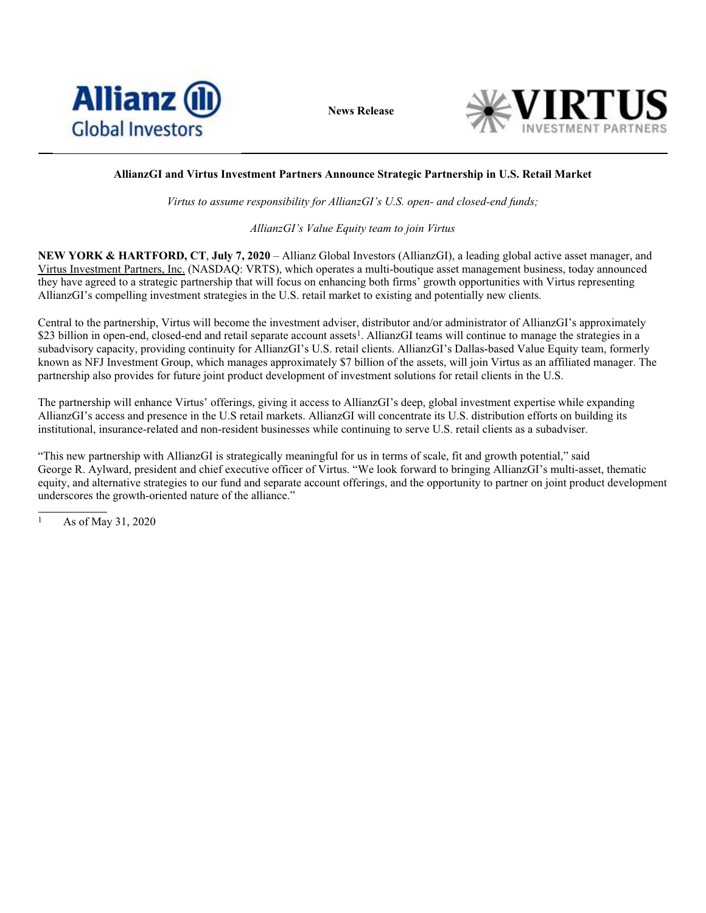**News Release**

**AllianzGI and Virtus Investment Partners Announce Strategic Partnership in U.S. Retail Market**

*Virtus to assume responsibility for AllianzGI's U.S. open- and closed-end funds;*

*AllianzGI's Value Equity team to join Virtus*

**NEW YORK & HARTFORD, CT**, **July 7, 2020** – Allianz Global Investors (AllianzGI), a leading global active asset manager, and Virtus Investment Partners, Inc. (NASDAQ: VRTS), which operates a multi-boutique asset management business, today announced they have agreed to a strategic partnership that will focus on enhancing both firms' growth opportunities with Virtus representing AllianzGI's compelling investment strategies in the U.S. retail market to existing and potentially new clients.

Central to the partnership, Virtus will become the investment adviser, distributor and/or administrator of AllianzGI's approximately $23 billion in open-end, closed-end and retail separate account assets[1]. AllianzGI teams will continue to manage the strategies in a subadvisory capacity, providing continuity for AllianzGI's U.S. retail clients. AllianzGI's Dallas-based Value Equity team, formerly known as NFJ Investment Group, which manages approximately $7 billion of the assets, will join Virtus as an affiliated manager. The partnership also provides for future joint product development of investment solutions for retail clients in the U.S.

The partnership will enhance Virtus' offerings, giving it access to AllianzGI's deep, global investment expertise while expanding AllianzGI's access and presence in the U.S retail markets. AllianzGI will concentrate its U.S. distribution efforts on building its institutional, insurance-related and non-resident businesses while continuing to serve U.S. retail clients as a subadviser.

"This new partnership with AllianzGI is strategically meaningful for us in terms of scale, fit and growth potential," said George R. Aylward, president and chief executive officer of Virtus. "We look forward to bringing AllianzGI's multi-asset, thematic equity, and alternative strategies to our fund and separate account offerings, and the opportunity to partner on joint product development underscores the growth-oriented nature of the alliance."

[1] As of May 31, 2020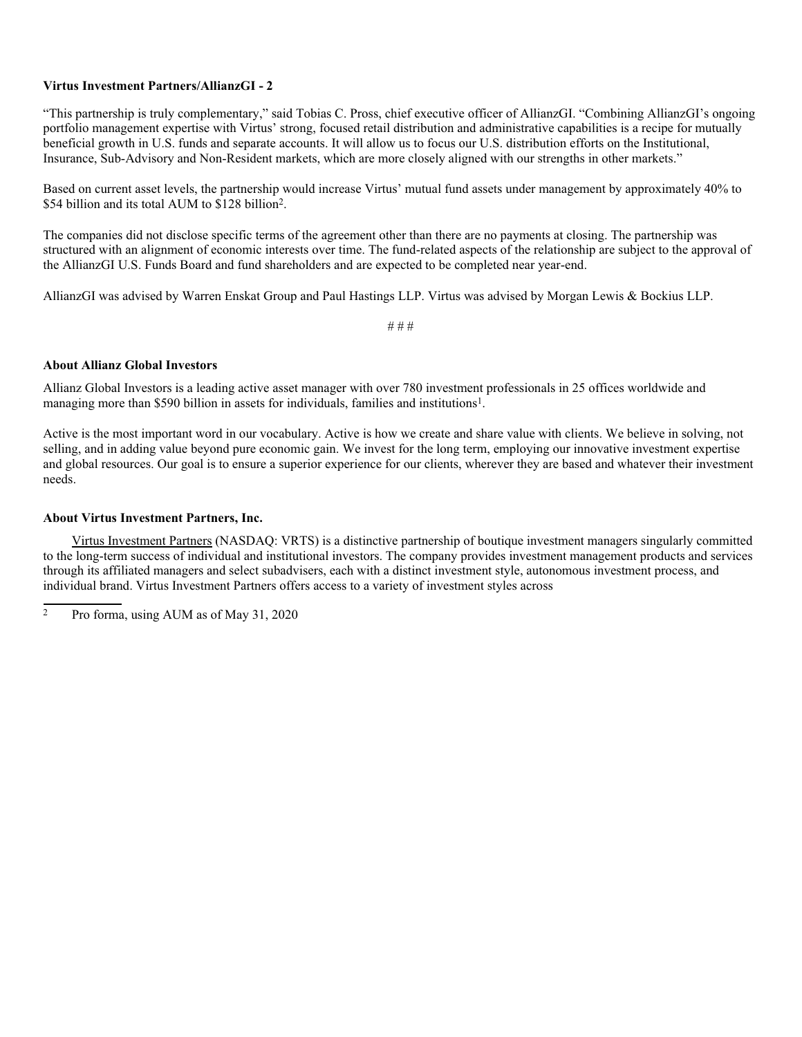“This partnership is truly complementary,” said Tobias C. Pross, chief executive officer of AllianzGI. “Combining AllianzGI’s ongoing portfolio management expertise with Virtus’ strong, focused retail distribution and administrative capabilities is a recipe for mutually beneficial growth in U.S. funds and separate accounts. It will allow us to focus our U.S. distribution efforts on the Institutional, Insurance, Sub-Advisory and Non-Resident markets, which are more closely aligned with our strengths in other markets.”

Based on current asset levels, the partnership would increase Virtus’ mutual fund assets under management by approximately 40% to $54 billion and its total AUM to $128 billion[2].

The companies did not disclose specific terms of the agreement other than there are no payments at closing. The partnership was structured with an alignment of economic interests over time. The fund-related aspects of the relationship are subject to the approval of the AllianzGI U.S. Funds Board and fund shareholders and are expected to be completed near year-end.

AllianzGI was advised by Warren Enskat Group and Paul Hastings LLP. Virtus was advised by Morgan Lewis & Bockius LLP.

# # #

**About Allianz Global Investors**

Allianz Global Investors is a leading active asset manager with over 780 investment professionals in 25 offices worldwide and managing more than $590 billion in assets for individuals, families and institutions[1].

Active is the most important word in our vocabulary. Active is how we create and share value with clients. We believe in solving, not selling, and in adding value beyond pure economic gain. We invest for the long term, employing our innovative investment expertise and global resources. Our goal is to ensure a superior experience for our clients, wherever they are based and whatever their investment needs.

**About Virtus Investment Partners, Inc.**

Virtus Investment Partners (NASDAQ: VRTS) is a distinctive partnership of boutique investment managers singularly committed to the long-term success of individual and institutional investors. The company provides investment management products and services through its affiliated managers and select subadvisers, each with a distinct investment style, autonomous investment process, and individual brand. Virtus Investment Partners offers access to a variety of investment styles across

[2] Pro forma, using AUM as of May 31, 2020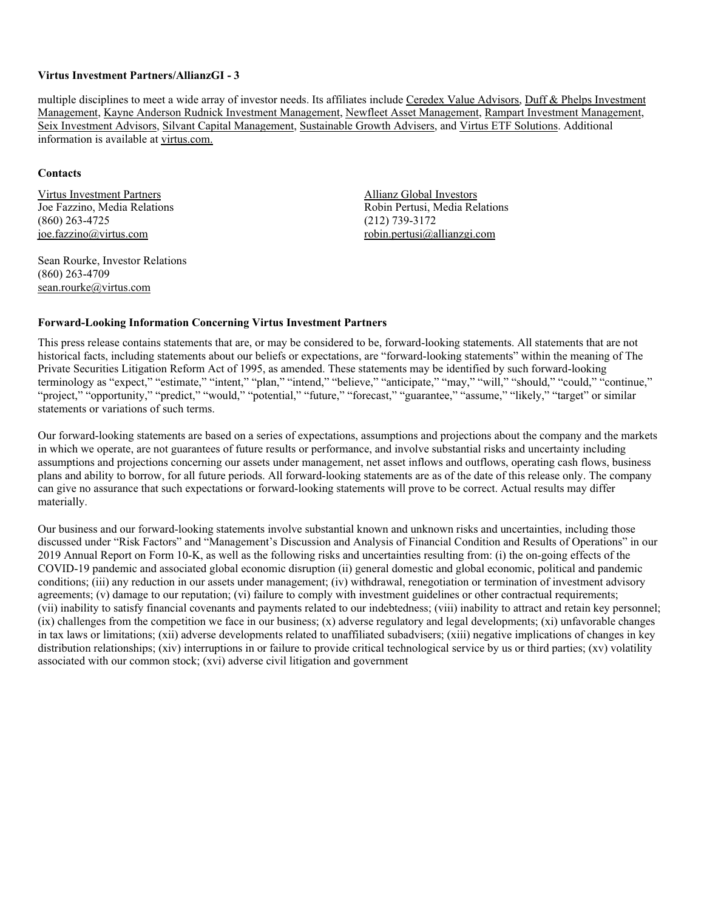multiple disciplines to meet a wide array of investor needs. Its affiliates include Ceredex Value Advisors, Duff & Phelps Investment Management, Kayne Anderson Rudnick Investment Management, Newfleet Asset Management, Rampart Investment Management, Seix Investment Advisors, Silvant Capital Management, Sustainable Growth Advisers, and Virtus ETF Solutions. Additional information is available at virtus.com.

**Contacts**

Virtus Investment Partners
Joe Fazzino, Media Relations
(860) 263-4725
joe.fazzino@virtus.com

Sean Rourke, Investor Relations
(860) 263-4709
sean.rourke@virtus.com

Allianz Global Investors
Robin Pertusi, Media Relations
(212) 739-3172
robin.pertusi@allianzgi.com

**Forward-Looking Information Concerning Virtus Investment Partners**

This press release contains statements that are, or may be considered to be, forward-looking statements. All statements that are not historical facts, including statements about our beliefs or expectations, are "forward-looking statements" within the meaning of The Private Securities Litigation Reform Act of 1995, as amended. These statements may be identified by such forward-looking terminology as "expect," "estimate," "intent," "plan," "intend," "believe," "anticipate," "may," "will," "should," "could," "continue," "project," "opportunity," "predict," "would," "potential," "future," "forecast," "guarantee," "assume," "likely," "target" or similar statements or variations of such terms.

Our forward-looking statements are based on a series of expectations, assumptions and projections about the company and the markets in which we operate, are not guarantees of future results or performance, and involve substantial risks and uncertainty including assumptions and projections concerning our assets under management, net asset inflows and outflows, operating cash flows, business plans and ability to borrow, for all future periods. All forward-looking statements are as of the date of this release only. The company can give no assurance that such expectations or forward-looking statements will prove to be correct. Actual results may differ materially.

Our business and our forward-looking statements involve substantial known and unknown risks and uncertainties, including those discussed under "Risk Factors" and "Management's Discussion and Analysis of Financial Condition and Results of Operations" in our 2019 Annual Report on Form 10-K, as well as the following risks and uncertainties resulting from: (i) the on-going effects of the COVID-19 pandemic and associated global economic disruption (ii) general domestic and global economic, political and pandemic conditions; (iii) any reduction in our assets under management; (iv) withdrawal, renegotiation or termination of investment advisory agreements; (v) damage to our reputation; (vi) failure to comply with investment guidelines or other contractual requirements; (vii) inability to satisfy financial covenants and payments related to our indebtedness; (viii) inability to attract and retain key personnel; (ix) challenges from the competition we face in our business; (x) adverse regulatory and legal developments; (xi) unfavorable changes in tax laws or limitations; (xii) adverse developments related to unaffiliated subadvisers; (xiii) negative implications of changes in key distribution relationships; (xiv) interruptions in or failure to provide critical technological service by us or third parties; (xv) volatility associated with our common stock; (xvi) adverse civil litigation and government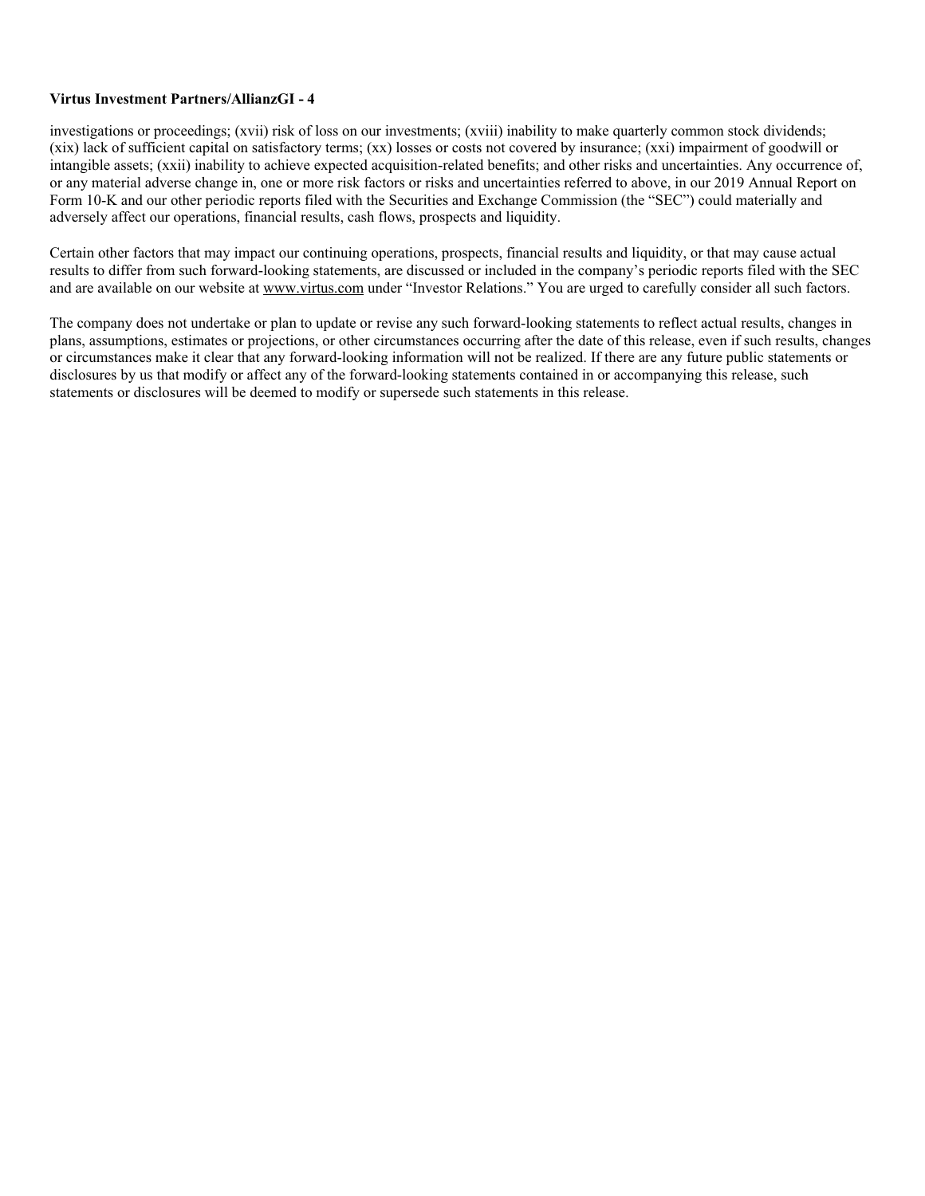investigations or proceedings; (xvii) risk of loss on our investments; (xviii) inability to make quarterly common stock dividends; (xix) lack of sufficient capital on satisfactory terms; (xx) losses or costs not covered by insurance; (xxi) impairment of goodwill or intangible assets; (xxii) inability to achieve expected acquisition-related benefits; and other risks and uncertainties. Any occurrence of, or any material adverse change in, one or more risk factors or risks and uncertainties referred to above, in our 2019 Annual Report on Form 10-K and our other periodic reports filed with the Securities and Exchange Commission (the "SEC") could materially and adversely affect our operations, financial results, cash flows, prospects and liquidity.

Certain other factors that may impact our continuing operations, prospects, financial results and liquidity, or that may cause actual results to differ from such forward-looking statements, are discussed or included in the company's periodic reports filed with the SEC and are available on our website at www.virtus.com under "Investor Relations." You are urged to carefully consider all such factors.

The company does not undertake or plan to update or revise any such forward-looking statements to reflect actual results, changes in plans, assumptions, estimates or projections, or other circumstances occurring after the date of this release, even if such results, changes or circumstances make it clear that any forward-looking information will not be realized. If there are any future public statements or disclosures by us that modify or affect any of the forward-looking statements contained in or accompanying this release, such statements or disclosures will be deemed to modify or supersede such statements in this release.